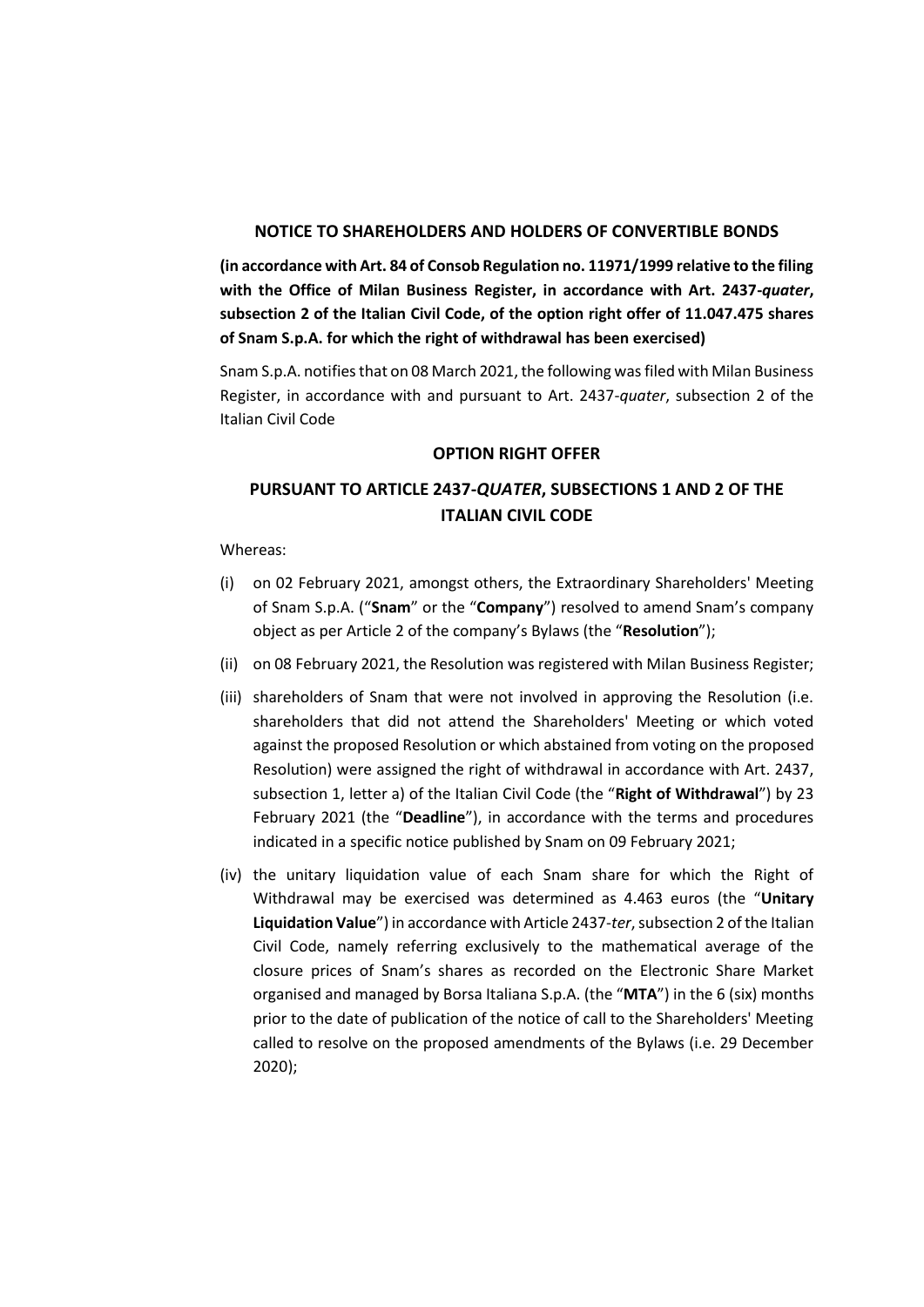**NOTICE TO SHAREHOLDERS AND HOLDERS OF CONVERTIBLE BONDS**

**(in accordance with Art. 84 of Consob Regulation no. 11971/1999 relative to the filing with the Office of Milan Business Register, in accordance with Art. 2437-*quater*, subsection 2 of the Italian Civil Code, of the option right offer of 11.047.475 shares of Snam S.p.A. for which the right of withdrawal has been exercised)**

Snam S.p.A. notifies that on 08 March 2021, the following was filed with Milan Business Register, in accordance with and pursuant to Art. 2437-*quater*, subsection 2 of the Italian Civil Code

## OPTION RIGHT OFFER

## PURSUANT TO ARTICLE 2437-*QUATER*, SUBSECTIONS 1 AND 2 OF THE ITALIAN CIVIL CODE

Whereas:

(i) on 02 February 2021, amongst others, the Extraordinary Shareholders' Meeting of Snam S.p.A. ("**Snam**" or the "**Company**") resolved to amend Snam's company object as per Article 2 of the company's Bylaws (the "**Resolution**");

(ii) on 08 February 2021, the Resolution was registered with Milan Business Register;

(iii) shareholders of Snam that were not involved in approving the Resolution (i.e. shareholders that did not attend the Shareholders' Meeting or which voted against the proposed Resolution or which abstained from voting on the proposed Resolution) were assigned the right of withdrawal in accordance with Art. 2437, subsection 1, letter a) of the Italian Civil Code (the "**Right of Withdrawal**") by 23 February 2021 (the "**Deadline**"), in accordance with the terms and procedures indicated in a specific notice published by Snam on 09 February 2021;

(iv) the unitary liquidation value of each Snam share for which the Right of Withdrawal may be exercised was determined as 4.463 euros (the "**Unitary Liquidation Value**") in accordance with Article 2437-*ter*, subsection 2 of the Italian Civil Code, namely referring exclusively to the mathematical average of the closure prices of Snam's shares as recorded on the Electronic Share Market organised and managed by Borsa Italiana S.p.A. (the "**MTA**") in the 6 (six) months prior to the date of publication of the notice of call to the Shareholders' Meeting called to resolve on the proposed amendments of the Bylaws (i.e. 29 December 2020);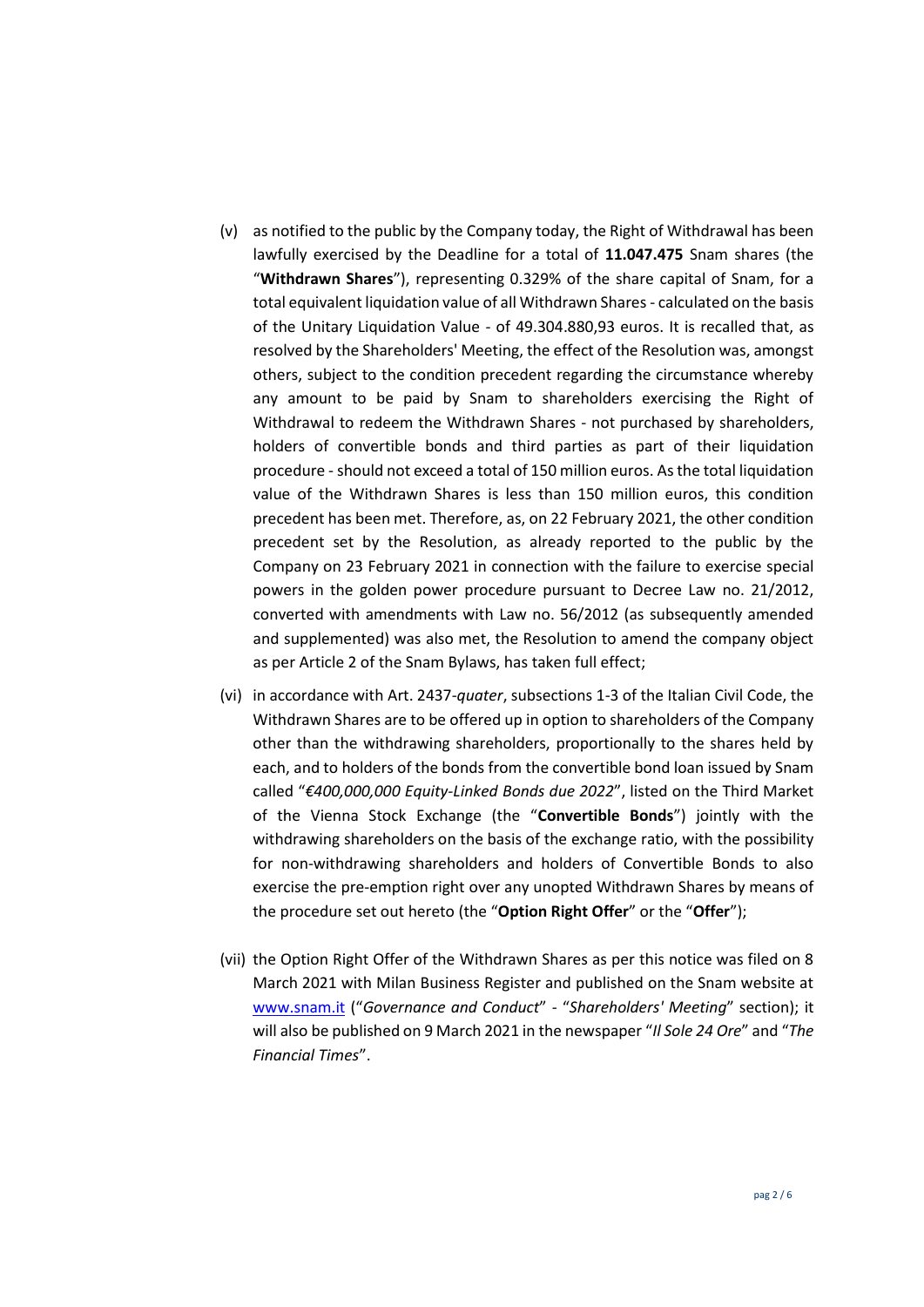(v) as notified to the public by the Company today, the Right of Withdrawal has been lawfully exercised by the Deadline for a total of **11.047.475** Snam shares (the "**Withdrawn Shares**"), representing 0.329% of the share capital of Snam, for a total equivalent liquidation value of all Withdrawn Shares - calculated on the basis of the Unitary Liquidation Value - of 49.304.880,93 euros. It is recalled that, as resolved by the Shareholders' Meeting, the effect of the Resolution was, amongst others, subject to the condition precedent regarding the circumstance whereby any amount to be paid by Snam to shareholders exercising the Right of Withdrawal to redeem the Withdrawn Shares - not purchased by shareholders, holders of convertible bonds and third parties as part of their liquidation procedure - should not exceed a total of 150 million euros. As the total liquidation value of the Withdrawn Shares is less than 150 million euros, this condition precedent has been met. Therefore, as, on 22 February 2021, the other condition precedent set by the Resolution, as already reported to the public by the Company on 23 February 2021 in connection with the failure to exercise special powers in the golden power procedure pursuant to Decree Law no. 21/2012, converted with amendments with Law no. 56/2012 (as subsequently amended and supplemented) was also met, the Resolution to amend the company object as per Article 2 of the Snam Bylaws, has taken full effect;

(vi) in accordance with Art. 2437-*quater*, subsections 1-3 of the Italian Civil Code, the Withdrawn Shares are to be offered up in option to shareholders of the Company other than the withdrawing shareholders, proportionally to the shares held by each, and to holders of the bonds from the convertible bond loan issued by Snam called "*€400,000,000 Equity-Linked Bonds due 2022*", listed on the Third Market of the Vienna Stock Exchange (the "**Convertible Bonds**") jointly with the withdrawing shareholders on the basis of the exchange ratio, with the possibility for non-withdrawing shareholders and holders of Convertible Bonds to also exercise the pre-emption right over any unopted Withdrawn Shares by means of the procedure set out hereto (the "**Option Right Offer**" or the "**Offer**");

(vii) the Option Right Offer of the Withdrawn Shares as per this notice was filed on 8 March 2021 with Milan Business Register and published on the Snam website at [www.snam.it](www.snam.it) ("*Governance and Conduct*" - "*Shareholders' Meeting*" section); it will also be published on 9 March 2021 in the newspaper "*Il Sole 24 Ore*" and "*The Financial Times*".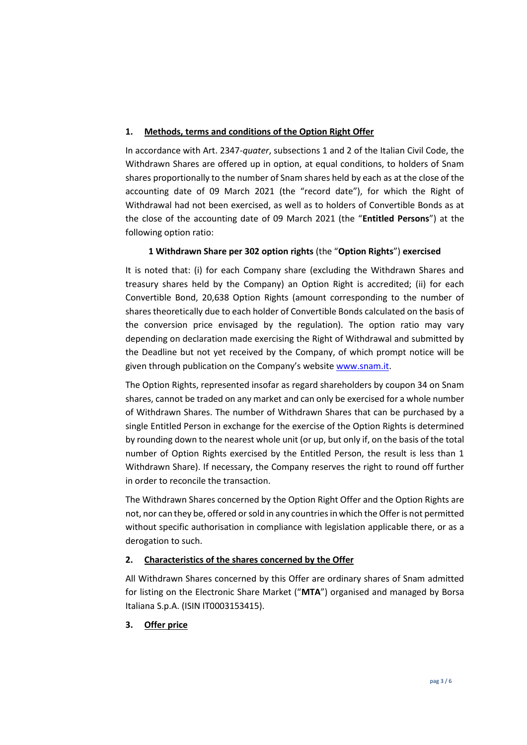## 1. Methods, terms and conditions of the Option Right Offer

In accordance with Art. 2347-*quater*, subsections 1 and 2 of the Italian Civil Code, the Withdrawn Shares are offered up in option, at equal conditions, to holders of Snam shares proportionally to the number of Snam shares held by each as at the close of the accounting date of 09 March 2021 (the "record date"), for which the Right of Withdrawal had not been exercised, as well as to holders of Convertible Bonds as at the close of the accounting date of 09 March 2021 (the "**Entitled Persons**") at the following option ratio:

**1 Withdrawn Share per 302 option rights** (the "**Option Rights**") **exercised**

It is noted that: (i) for each Company share (excluding the Withdrawn Shares and treasury shares held by the Company) an Option Right is accredited; (ii) for each Convertible Bond, 20,638 Option Rights (amount corresponding to the number of shares theoretically due to each holder of Convertible Bonds calculated on the basis of the conversion price envisaged by the regulation). The option ratio may vary depending on declaration made exercising the Right of Withdrawal and submitted by the Deadline but not yet received by the Company, of which prompt notice will be given through publication on the Company's website www.snam.it.

The Option Rights, represented insofar as regard shareholders by coupon 34 on Snam shares, cannot be traded on any market and can only be exercised for a whole number of Withdrawn Shares. The number of Withdrawn Shares that can be purchased by a single Entitled Person in exchange for the exercise of the Option Rights is determined by rounding down to the nearest whole unit (or up, but only if, on the basis of the total number of Option Rights exercised by the Entitled Person, the result is less than 1 Withdrawn Share). If necessary, the Company reserves the right to round off further in order to reconcile the transaction.

The Withdrawn Shares concerned by the Option Right Offer and the Option Rights are not, nor can they be, offered or sold in any countries in which the Offer is not permitted without specific authorisation in compliance with legislation applicable there, or as a derogation to such.

## 2. Characteristics of the shares concerned by the Offer

All Withdrawn Shares concerned by this Offer are ordinary shares of Snam admitted for listing on the Electronic Share Market ("**MTA**") organised and managed by Borsa Italiana S.p.A. (ISIN IT0003153415).

## 3. Offer price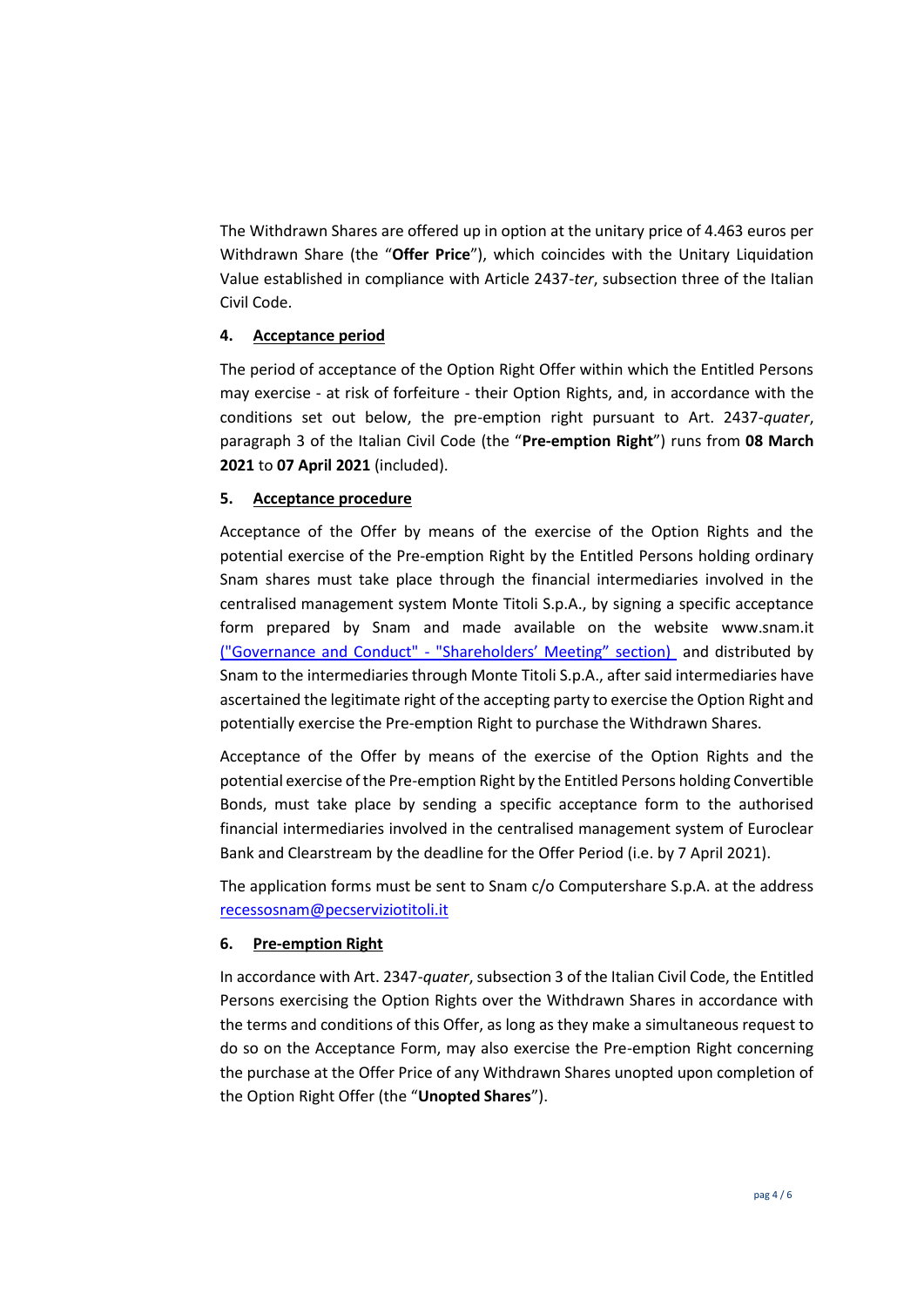The Withdrawn Shares are offered up in option at the unitary price of 4.463 euros per Withdrawn Share (the "**Offer Price**"), which coincides with the Unitary Liquidation Value established in compliance with Article 2437-*ter*, subsection three of the Italian Civil Code.

## 4. Acceptance period

The period of acceptance of the Option Right Offer within which the Entitled Persons may exercise - at risk of forfeiture - their Option Rights, and, in accordance with the conditions set out below, the pre-emption right pursuant to Art. 2437-*quater*, paragraph 3 of the Italian Civil Code (the "**Pre-emption Right**") runs from **08 March 2021** to **07 April 2021** (included).

## 5. Acceptance procedure

Acceptance of the Offer by means of the exercise of the Option Rights and the potential exercise of the Pre-emption Right by the Entitled Persons holding ordinary Snam shares must take place through the financial intermediaries involved in the centralised management system Monte Titoli S.p.A., by signing a specific acceptance form prepared by Snam and made available on the website www.snam.it ("Governance and Conduct" - "Shareholders' Meeting" section) and distributed by Snam to the intermediaries through Monte Titoli S.p.A., after said intermediaries have ascertained the legitimate right of the accepting party to exercise the Option Right and potentially exercise the Pre-emption Right to purchase the Withdrawn Shares.

Acceptance of the Offer by means of the exercise of the Option Rights and the potential exercise of the Pre-emption Right by the Entitled Persons holding Convertible Bonds, must take place by sending a specific acceptance form to the authorised financial intermediaries involved in the centralised management system of Euroclear Bank and Clearstream by the deadline for the Offer Period (i.e. by 7 April 2021).

The application forms must be sent to Snam c/o Computershare S.p.A. at the address recessosnam@pecserviziotitoli.it

## 6. Pre-emption Right

In accordance with Art. 2347-*quater*, subsection 3 of the Italian Civil Code, the Entitled Persons exercising the Option Rights over the Withdrawn Shares in accordance with the terms and conditions of this Offer, as long as they make a simultaneous request to do so on the Acceptance Form, may also exercise the Pre-emption Right concerning the purchase at the Offer Price of any Withdrawn Shares unopted upon completion of the Option Right Offer (the "**Unopted Shares**").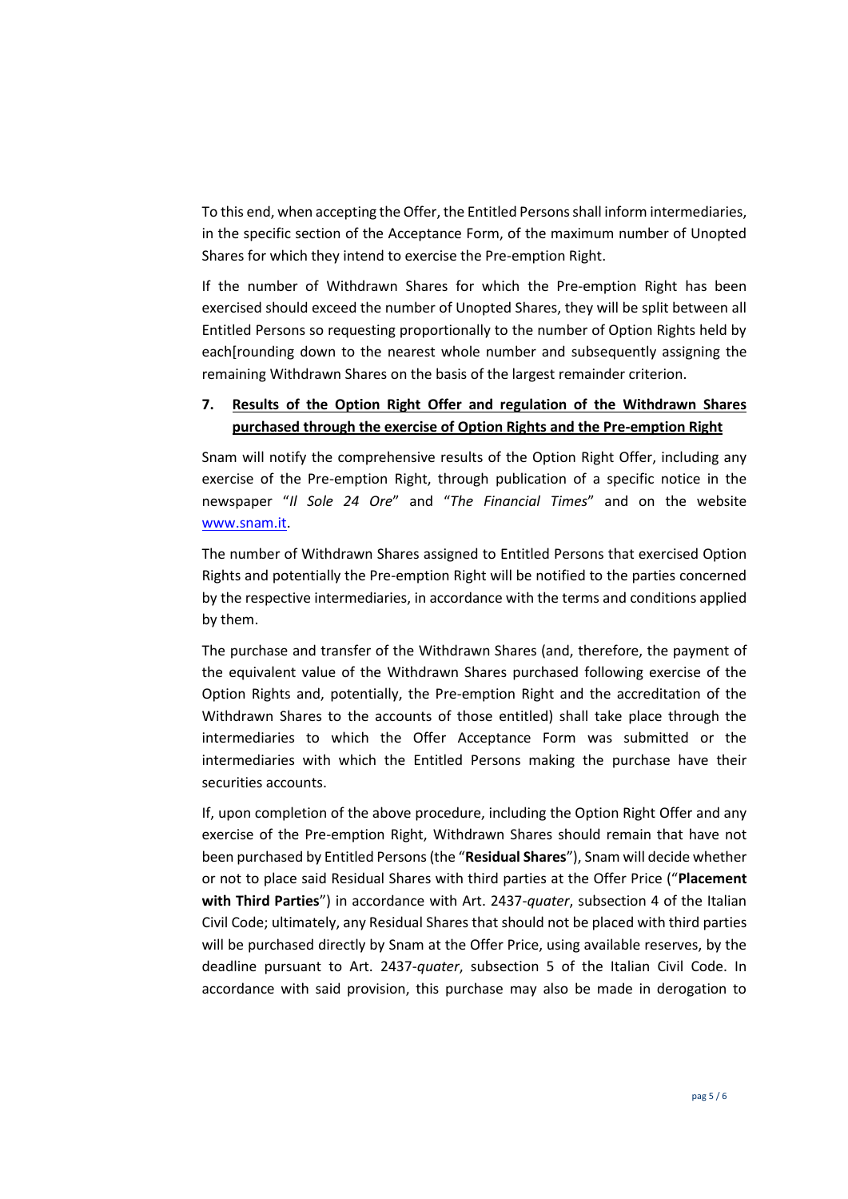To this end, when accepting the Offer, the Entitled Persons shall inform intermediaries, in the specific section of the Acceptance Form, of the maximum number of Unopted Shares for which they intend to exercise the Pre-emption Right.

If the number of Withdrawn Shares for which the Pre-emption Right has been exercised should exceed the number of Unopted Shares, they will be split between all Entitled Persons so requesting proportionally to the number of Option Rights held by each[rounding down to the nearest whole number and subsequently assigning the remaining Withdrawn Shares on the basis of the largest remainder criterion.

## 7. Results of the Option Right Offer and regulation of the Withdrawn Shares purchased through the exercise of Option Rights and the Pre-emption Right

Snam will notify the comprehensive results of the Option Right Offer, including any exercise of the Pre-emption Right, through publication of a specific notice in the newspaper "*Il Sole 24 Ore*" and "*The Financial Times*" and on the website www.snam.it.

The number of Withdrawn Shares assigned to Entitled Persons that exercised Option Rights and potentially the Pre-emption Right will be notified to the parties concerned by the respective intermediaries, in accordance with the terms and conditions applied by them.

The purchase and transfer of the Withdrawn Shares (and, therefore, the payment of the equivalent value of the Withdrawn Shares purchased following exercise of the Option Rights and, potentially, the Pre-emption Right and the accreditation of the Withdrawn Shares to the accounts of those entitled) shall take place through the intermediaries to which the Offer Acceptance Form was submitted or the intermediaries with which the Entitled Persons making the purchase have their securities accounts.

If, upon completion of the above procedure, including the Option Right Offer and any exercise of the Pre-emption Right, Withdrawn Shares should remain that have not been purchased by Entitled Persons (the "**Residual Shares**"), Snam will decide whether or not to place said Residual Shares with third parties at the Offer Price ("**Placement with Third Parties**") in accordance with Art. 2437-*quater*, subsection 4 of the Italian Civil Code; ultimately, any Residual Shares that should not be placed with third parties will be purchased directly by Snam at the Offer Price, using available reserves, by the deadline pursuant to Art. 2437-*quater*, subsection 5 of the Italian Civil Code. In accordance with said provision, this purchase may also be made in derogation to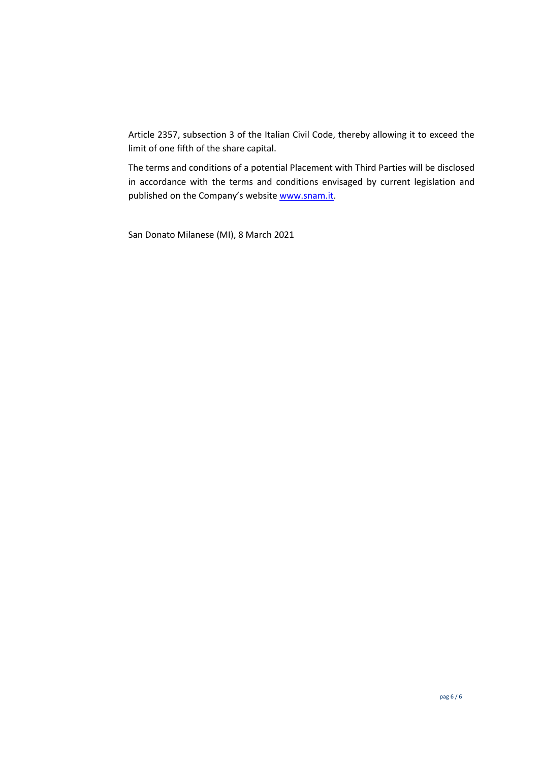Article 2357, subsection 3 of the Italian Civil Code, thereby allowing it to exceed the limit of one fifth of the share capital.

The terms and conditions of a potential Placement with Third Parties will be disclosed in accordance with the terms and conditions envisaged by current legislation and published on the Company's website [www.snam.it](http://www.snam.it).

San Donato Milanese (MI), 8 March 2021